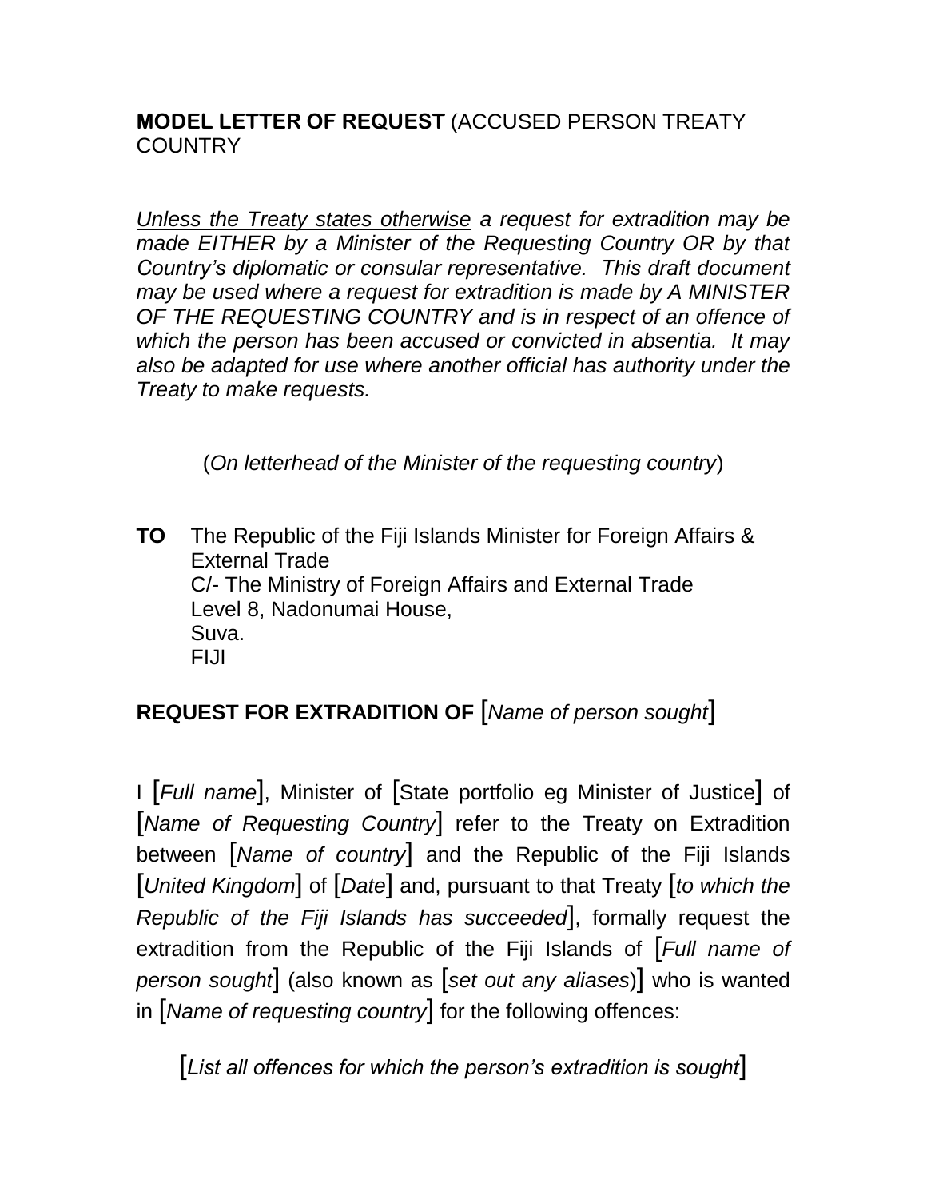**MODEL LETTER OF REQUEST** (ACCUSED PERSON TREATY COUNTRY

*<u>Unless the Treaty states otherwise</u> a request for extradition may be made EITHER by a Minister of the Requesting Country OR by that Country's diplomatic or consular representative. This draft document may be used where a request for extradition is made by A MINISTER OF THE REQUESTING COUNTRY and is in respect of an offence of which the person has been accused or convicted in absentia. It may also be adapted for use where another official has authority under the Treaty to make requests.*

(*On letterhead of the Minister of the requesting country*)

**TO** The Republic of the Fiji Islands Minister for Foreign Affairs & External Trade
C/- The Ministry of Foreign Affairs and External Trade
Level 8, Nadonumai House,
Suva.
FIJI

**REQUEST FOR EXTRADITION OF** [*Name of person sought*]

I [*Full name*], Minister of [State portfolio eg Minister of Justice] of [*Name of Requesting Country*] refer to the Treaty on Extradition between [*Name of country*] and the Republic of the Fiji Islands [*United Kingdom*] of [*Date*] and, pursuant to that Treaty [*to which the Republic of the Fiji Islands has succeeded*], formally request the extradition from the Republic of the Fiji Islands of [*Full name of person sought*] (also known as [*set out any aliases*)] who is wanted in [*Name of requesting country*] for the following offences:

[*List all offences for which the person's extradition is sought*]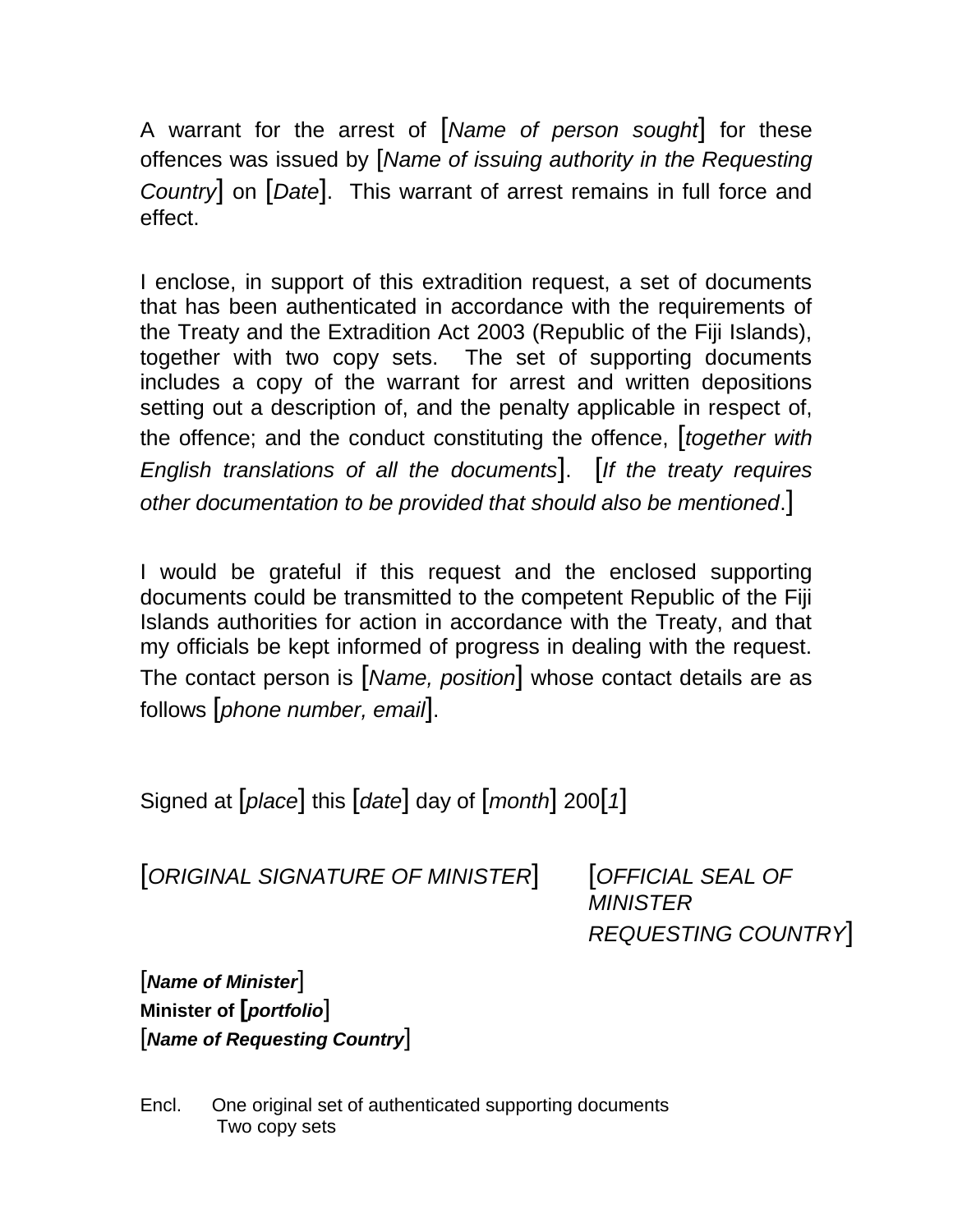A warrant for the arrest of [*Name of person sought*] for these offences was issued by [*Name of issuing authority in the Requesting Country*] on [*Date*]. This warrant of arrest remains in full force and effect.

I enclose, in support of this extradition request, a set of documents that has been authenticated in accordance with the requirements of the Treaty and the Extradition Act 2003 (Republic of the Fiji Islands), together with two copy sets. The set of supporting documents includes a copy of the warrant for arrest and written depositions setting out a description of, and the penalty applicable in respect of, the offence; and the conduct constituting the offence, [*together with English translations of all the documents*]. [*If the treaty requires other documentation to be provided that should also be mentioned*.]

I would be grateful if this request and the enclosed supporting documents could be transmitted to the competent Republic of the Fiji Islands authorities for action in accordance with the Treaty, and that my officials be kept informed of progress in dealing with the request. The contact person is [*Name, position*] whose contact details are as follows [*phone number, email*].

Signed at [*place*] this [*date*] day of [*month*] 200[*1*]

[*ORIGINAL SIGNATURE OF MINISTER*]

[*OFFICIAL SEAL OF MINISTER REQUESTING COUNTRY*]

[***Name of Minister***]
**Minister of [*portfolio*]**
[***Name of Requesting Country***]

Encl. One original set of authenticated supporting documents
Two copy sets